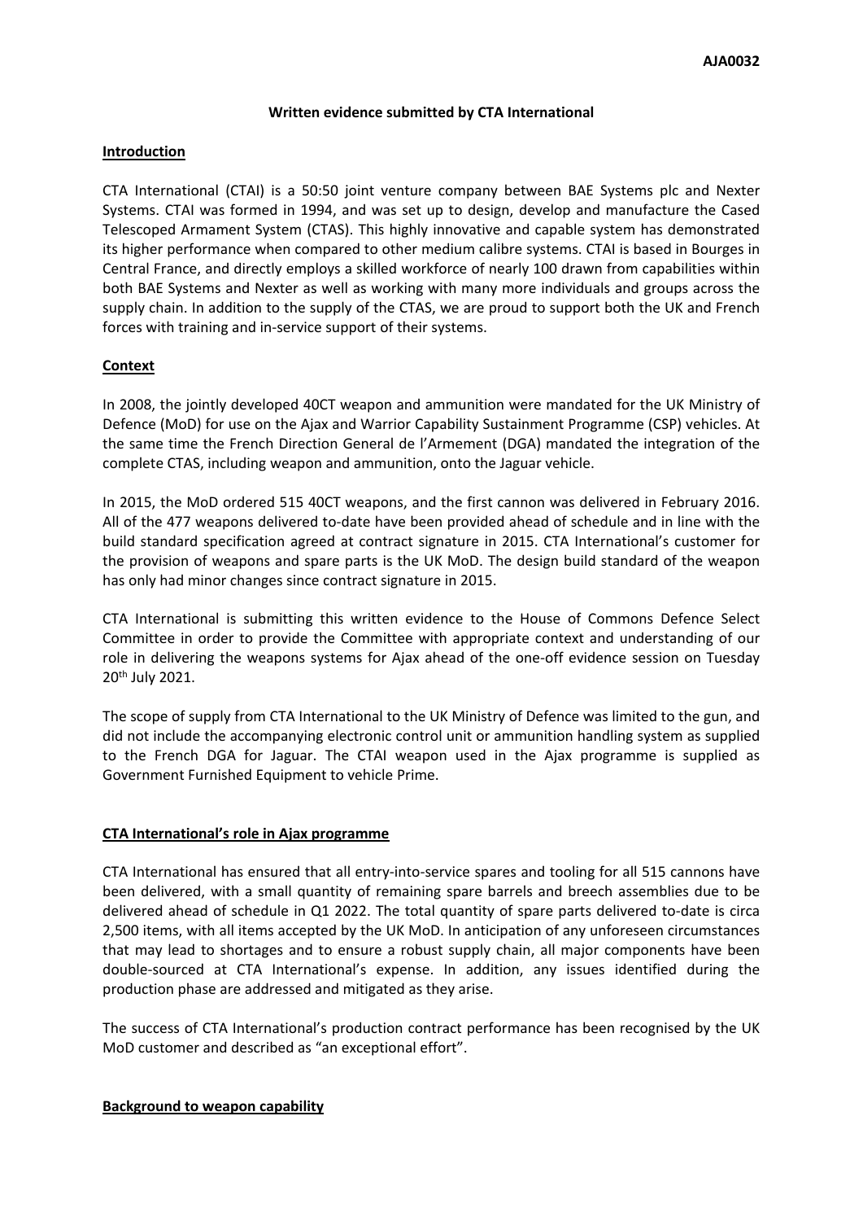AJA0032

**Written evidence submitted by CTA International**

## Introduction

CTA International (CTAI) is a 50:50 joint venture company between BAE Systems plc and Nexter Systems. CTAI was formed in 1994, and was set up to design, develop and manufacture the Cased Telescoped Armament System (CTAS). This highly innovative and capable system has demonstrated its higher performance when compared to other medium calibre systems. CTAI is based in Bourges in Central France, and directly employs a skilled workforce of nearly 100 drawn from capabilities within both BAE Systems and Nexter as well as working with many more individuals and groups across the supply chain. In addition to the supply of the CTAS, we are proud to support both the UK and French forces with training and in-service support of their systems.

## Context

In 2008, the jointly developed 40CT weapon and ammunition were mandated for the UK Ministry of Defence (MoD) for use on the Ajax and Warrior Capability Sustainment Programme (CSP) vehicles. At the same time the French Direction General de l'Armement (DGA) mandated the integration of the complete CTAS, including weapon and ammunition, onto the Jaguar vehicle.

In 2015, the MoD ordered 515 40CT weapons, and the first cannon was delivered in February 2016. All of the 477 weapons delivered to-date have been provided ahead of schedule and in line with the build standard specification agreed at contract signature in 2015. CTA International's customer for the provision of weapons and spare parts is the UK MoD. The design build standard of the weapon has only had minor changes since contract signature in 2015.

CTA International is submitting this written evidence to the House of Commons Defence Select Committee in order to provide the Committee with appropriate context and understanding of our role in delivering the weapons systems for Ajax ahead of the one-off evidence session on Tuesday 20th July 2021.

The scope of supply from CTA International to the UK Ministry of Defence was limited to the gun, and did not include the accompanying electronic control unit or ammunition handling system as supplied to the French DGA for Jaguar. The CTAI weapon used in the Ajax programme is supplied as Government Furnished Equipment to vehicle Prime.

## CTA International's role in Ajax programme

CTA International has ensured that all entry-into-service spares and tooling for all 515 cannons have been delivered, with a small quantity of remaining spare barrels and breech assemblies due to be delivered ahead of schedule in Q1 2022. The total quantity of spare parts delivered to-date is circa 2,500 items, with all items accepted by the UK MoD. In anticipation of any unforeseen circumstances that may lead to shortages and to ensure a robust supply chain, all major components have been double-sourced at CTA International's expense. In addition, any issues identified during the production phase are addressed and mitigated as they arise.

The success of CTA International's production contract performance has been recognised by the UK MoD customer and described as "an exceptional effort".

## Background to weapon capability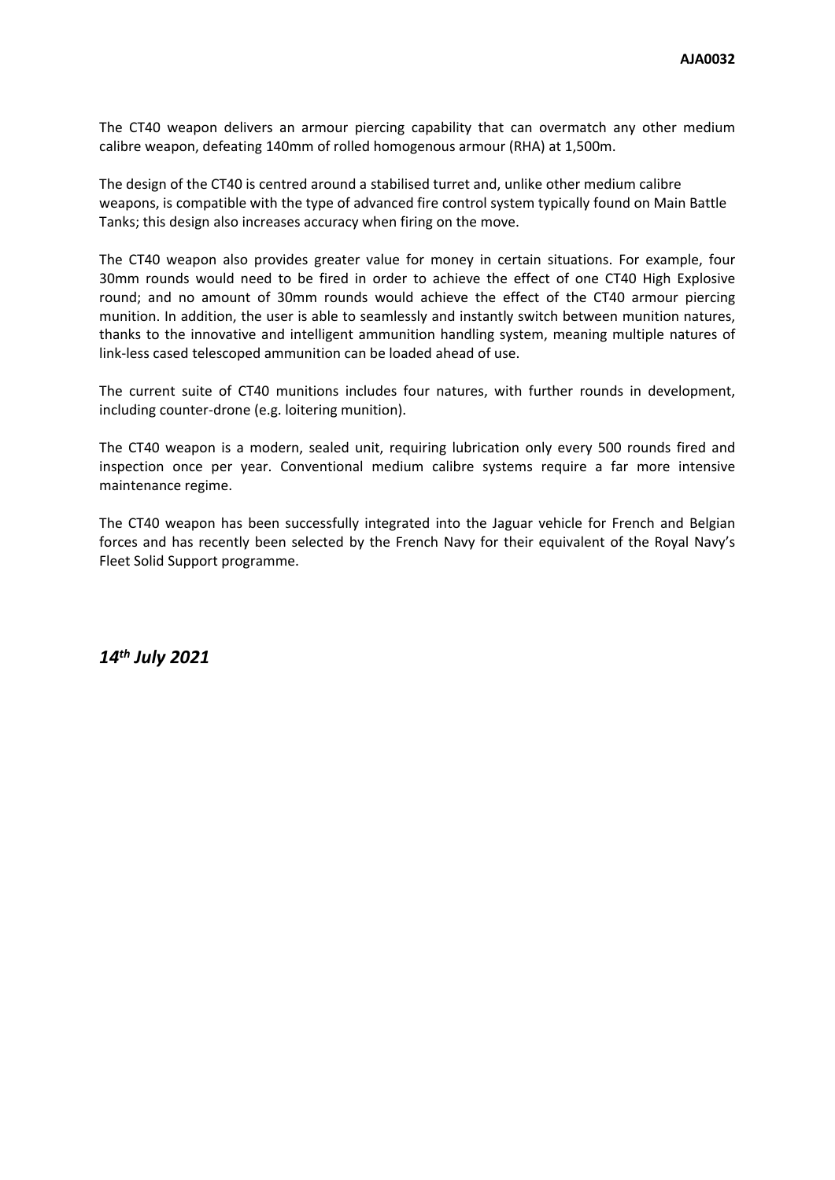The CT40 weapon delivers an armour piercing capability that can overmatch any other medium calibre weapon, defeating 140mm of rolled homogenous armour (RHA) at 1,500m.

The design of the CT40 is centred around a stabilised turret and, unlike other medium calibre weapons, is compatible with the type of advanced fire control system typically found on Main Battle Tanks; this design also increases accuracy when firing on the move.

The CT40 weapon also provides greater value for money in certain situations. For example, four 30mm rounds would need to be fired in order to achieve the effect of one CT40 High Explosive round; and no amount of 30mm rounds would achieve the effect of the CT40 armour piercing munition. In addition, the user is able to seamlessly and instantly switch between munition natures, thanks to the innovative and intelligent ammunition handling system, meaning multiple natures of link-less cased telescoped ammunition can be loaded ahead of use.

The current suite of CT40 munitions includes four natures, with further rounds in development, including counter-drone (e.g. loitering munition).

The CT40 weapon is a modern, sealed unit, requiring lubrication only every 500 rounds fired and inspection once per year. Conventional medium calibre systems require a far more intensive maintenance regime.

The CT40 weapon has been successfully integrated into the Jaguar vehicle for French and Belgian forces and has recently been selected by the French Navy for their equivalent of the Royal Navy's Fleet Solid Support programme.

***14th July 2021***